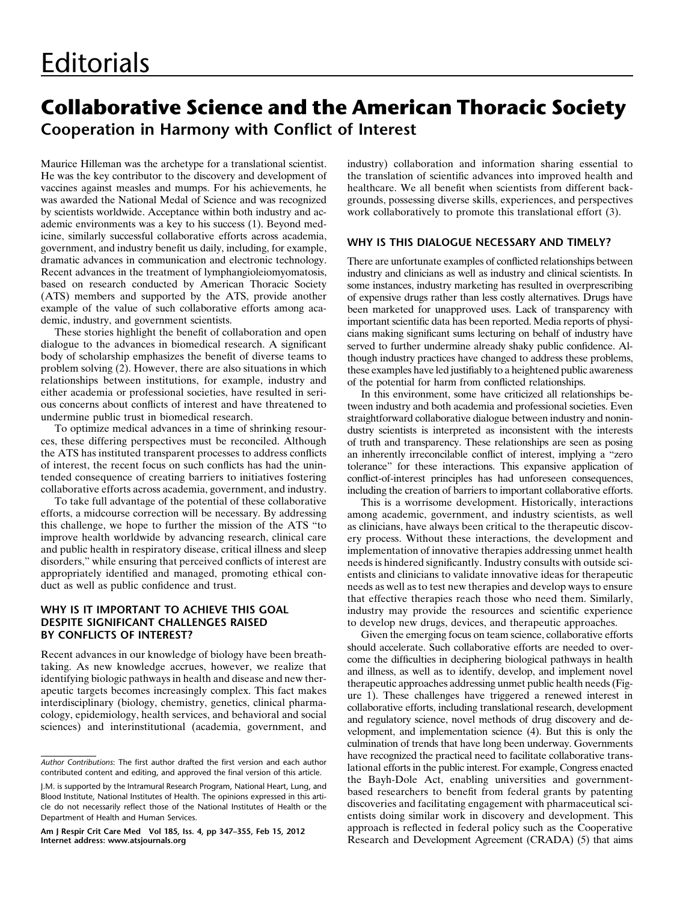# Editorials

## Collaborative Science and the American Thoracic Society

### Cooperation in Harmony with Conflict of Interest

Maurice Hilleman was the archetype for a translational scientist. He was the key contributor to the discovery and development of vaccines against measles and mumps. For his achievements, he was awarded the National Medal of Science and was recognized by scientists worldwide. Acceptance within both industry and academic environments was a key to his success (1). Beyond medicine, similarly successful collaborative efforts across academia, government, and industry benefit us daily, including, for example, dramatic advances in communication and electronic technology. Recent advances in the treatment of lymphangioleiomyomatosis, based on research conducted by American Thoracic Society (ATS) members and supported by the ATS, provide another example of the value of such collaborative efforts among academic, industry, and government scientists.

These stories highlight the benefit of collaboration and open dialogue to the advances in biomedical research. A significant body of scholarship emphasizes the benefit of diverse teams to problem solving (2). However, there are also situations in which relationships between institutions, for example, industry and either academia or professional societies, have resulted in serious concerns about conflicts of interest and have threatened to undermine public trust in biomedical research.

To optimize medical advances in a time of shrinking resources, these differing perspectives must be reconciled. Although the ATS has instituted transparent processes to address conflicts of interest, the recent focus on such conflicts has had the unintended consequence of creating barriers to initiatives fostering collaborative efforts across academia, government, and industry.

To take full advantage of the potential of these collaborative efforts, a midcourse correction will be necessary. By addressing this challenge, we hope to further the mission of the ATS "to improve health worldwide by advancing research, clinical care and public health in respiratory disease, critical illness and sleep disorders," while ensuring that perceived conflicts of interest are appropriately identified and managed, promoting ethical conduct as well as public confidence and trust.

#### WHY IS IT IMPORTANT TO ACHIEVE THIS GOAL DESPITE SIGNIFICANT CHALLENGES RAISED BY CONFLICTS OF INTEREST?

Recent advances in our knowledge of biology have been breathtaking. As new knowledge accrues, however, we realize that identifying biologic pathways in health and disease and new therapeutic targets becomes increasingly complex. This fact makes interdisciplinary (biology, chemistry, genetics, clinical pharmacology, epidemiology, health services, and behavioral and social sciences) and interinstitutional (academia, government, and industry) collaboration and information sharing essential to the translation of scientific advances into improved health and healthcare. We all benefit when scientists from different backgrounds, possessing diverse skills, experiences, and perspectives work collaboratively to promote this translational effort (3).

#### WHY IS THIS DIALOGUE NECESSARY AND TIMELY?

There are unfortunate examples of conflicted relationships between industry and clinicians as well as industry and clinical scientists. In some instances, industry marketing has resulted in overprescribing of expensive drugs rather than less costly alternatives. Drugs have been marketed for unapproved uses. Lack of transparency with important scientific data has been reported. Media reports of physicians making significant sums lecturing on behalf of industry have served to further undermine already shaky public confidence. Although industry practices have changed to address these problems, these examples have led justifiably to a heightened public awareness of the potential for harm from conflicted relationships.

In this environment, some have criticized all relationships between industry and both academia and professional societies. Even straightforward collaborative dialogue between industry and nonindustry scientists is interpreted as inconsistent with the interests of truth and transparency. These relationships are seen as posing an inherently irreconcilable conflict of interest, implying a "zero tolerance" for these interactions. This expansive application of conflict-of-interest principles has had unforeseen consequences, including the creation of barriers to important collaborative efforts.

This is a worrisome development. Historically, interactions among academic, government, and industry scientists, as well as clinicians, have always been critical to the therapeutic discovery process. Without these interactions, the development and implementation of innovative therapies addressing unmet health needs is hindered significantly. Industry consults with outside scientists and clinicians to validate innovative ideas for therapeutic needs as well as to test new therapies and develop ways to ensure that effective therapies reach those who need them. Similarly, industry may provide the resources and scientific experience to develop new drugs, devices, and therapeutic approaches.

Given the emerging focus on team science, collaborative efforts should accelerate. Such collaborative efforts are needed to overcome the difficulties in deciphering biological pathways in health and illness, as well as to identify, develop, and implement novel therapeutic approaches addressing unmet public health needs (Figure 1). These challenges have triggered a renewed interest in collaborative efforts, including translational research, development and regulatory science, novel methods of drug discovery and development, and implementation science (4). But this is only the culmination of trends that have long been underway. Governments have recognized the practical need to facilitate collaborative translational efforts in the public interest. For example, Congress enacted the Bayh-Dole Act, enabling universities and government-based researchers to benefit from federal grants by patenting discoveries and facilitating engagement with pharmaceutical scientists doing similar work in discovery and development. This approach is reflected in federal policy such as the Cooperative Research and Development Agreement (CRADA) (5) that aims

---

*Author Contributions*: The first author drafted the first version and each author contributed content and editing, and approved the final version of this article.

J.M. is supported by the Intramural Research Program, National Heart, Lung, and Blood Institute, National Institutes of Health. The opinions expressed in this article do not necessarily reflect those of the National Institutes of Health or the Department of Health and Human Services.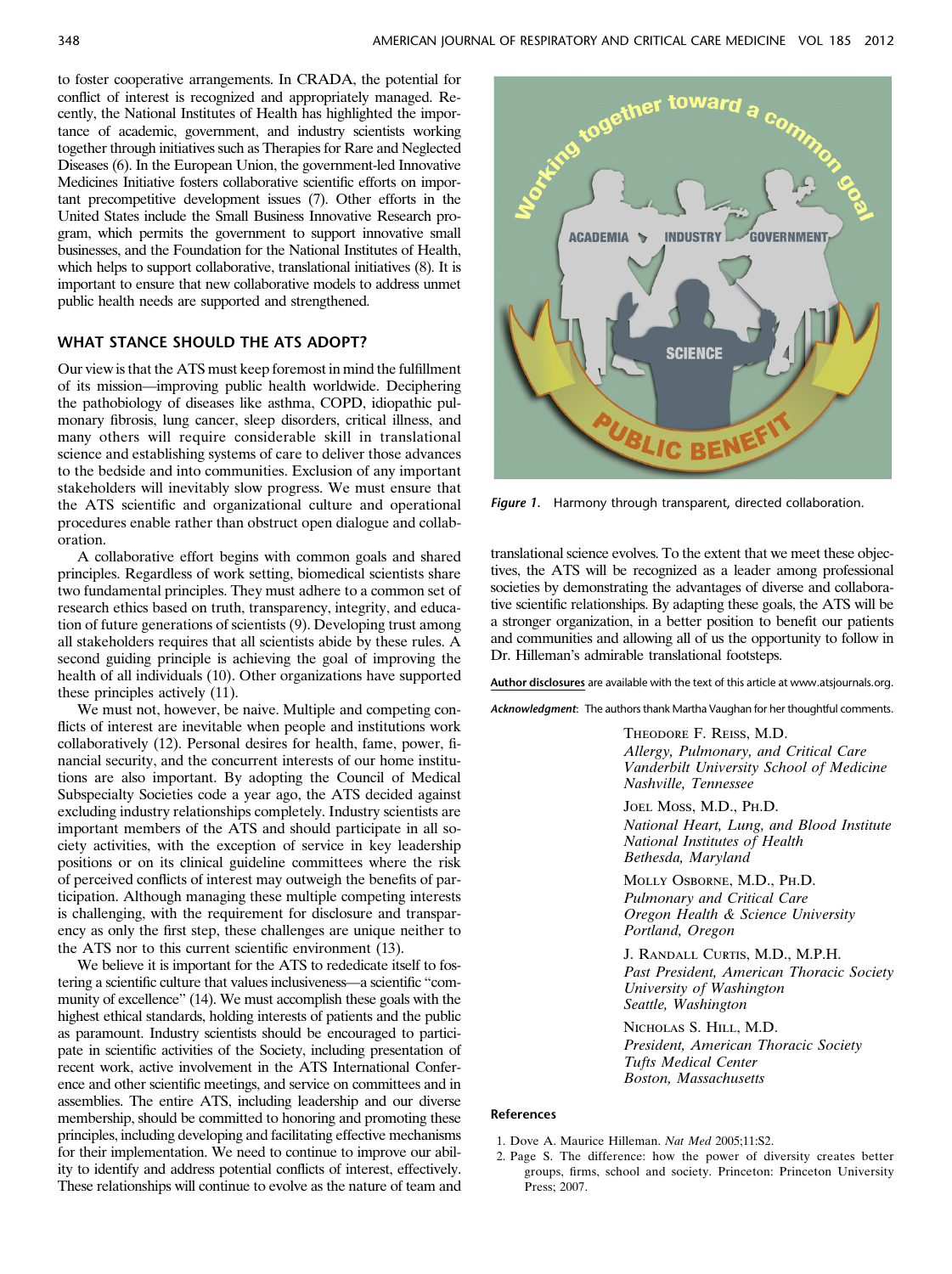to foster cooperative arrangements. In CRADA, the potential for conflict of interest is recognized and appropriately managed. Recently, the National Institutes of Health has highlighted the importance of academic, government, and industry scientists working together through initiatives such as Therapies for Rare and Neglected Diseases (6). In the European Union, the government-led Innovative Medicines Initiative fosters collaborative scientific efforts on important precompetitive development issues (7). Other efforts in the United States include the Small Business Innovative Research program, which permits the government to support innovative small businesses, and the Foundation for the National Institutes of Health, which helps to support collaborative, translational initiatives (8). It is important to ensure that new collaborative models to address unmet public health needs are supported and strengthened.

## WHAT STANCE SHOULD THE ATS ADOPT?

Our view is that the ATS must keep foremost in mind the fulfillment of its mission—improving public health worldwide. Deciphering the pathobiology of diseases like asthma, COPD, idiopathic pulmonary fibrosis, lung cancer, sleep disorders, critical illness, and many others will require considerable skill in translational science and establishing systems of care to deliver those advances to the bedside and into communities. Exclusion of any important stakeholders will inevitably slow progress. We must ensure that the ATS scientific and organizational culture and operational procedures enable rather than obstruct open dialogue and collaboration.

A collaborative effort begins with common goals and shared principles. Regardless of work setting, biomedical scientists share two fundamental principles. They must adhere to a common set of research ethics based on truth, transparency, integrity, and education of future generations of scientists (9). Developing trust among all stakeholders requires that all scientists abide by these rules. A second guiding principle is achieving the goal of improving the health of all individuals (10). Other organizations have supported these principles actively (11).

We must not, however, be naive. Multiple and competing conflicts of interest are inevitable when people and institutions work collaboratively (12). Personal desires for health, fame, power, financial security, and the concurrent interests of our home institutions are also important. By adopting the Council of Medical Subspecialty Societies code a year ago, the ATS decided against excluding industry relationships completely. Industry scientists are important members of the ATS and should participate in all society activities, with the exception of service in key leadership positions or on its clinical guideline committees where the risk of perceived conflicts of interest may outweigh the benefits of participation. Although managing these multiple competing interests is challenging, with the requirement for disclosure and transparency as only the first step, these challenges are unique neither to the ATS nor to this current scientific environment (13).

We believe it is important for the ATS to rededicate itself to fostering a scientific culture that values inclusiveness—a scientific "community of excellence" (14). We must accomplish these goals with the highest ethical standards, holding interests of patients and the public as paramount. Industry scientists should be encouraged to participate in scientific activities of the Society, including presentation of recent work, active involvement in the ATS International Conference and other scientific meetings, and service on committees and in assemblies. The entire ATS, including leadership and our diverse membership, should be committed to honoring and promoting these principles, including developing and facilitating effective mechanisms for their implementation. We need to continue to improve our ability to identify and address potential conflicts of interest, effectively. These relationships will continue to evolve as the nature of team and translational science evolves. To the extent that we meet these objectives, the ATS will be recognized as a leader among professional societies by demonstrating the advantages of diverse and collaborative scientific relationships. By adapting these goals, the ATS will be a stronger organization, in a better position to benefit our patients and communities and allowing all of us the opportunity to follow in Dr. Hilleman's admirable translational footsteps.

Working together toward a common goal

ACADEMIA

INDUSTRY

GOVERNMENT

SCIENCE

PUBLIC BENEFIT

*Figure 1.* Harmony through transparent, directed collaboration.

**Author disclosures** are available with the text of this article at www.atsjournals.org.

*Acknowledgment*: The authors thank Martha Vaughan for her thoughtful comments.

THEODORE F. REISS, M.D.
*Allergy, Pulmonary, and Critical Care*
*Vanderbilt University School of Medicine*
*Nashville, Tennessee*

JOEL MOSS, M.D., PH.D.
*National Heart, Lung, and Blood Institute*
*National Institutes of Health*
*Bethesda, Maryland*

MOLLY OSBORNE, M.D., PH.D.
*Pulmonary and Critical Care*
*Oregon Health & Science University*
*Portland, Oregon*

J. RANDALL CURTIS, M.D., M.P.H.
*Past President, American Thoracic Society*
*University of Washington*
*Seattle, Washington*

NICHOLAS S. HILL, M.D.
*President, American Thoracic Society*
*Tufts Medical Center*
*Boston, Massachusetts*

## References

1. Dove A. Maurice Hilleman. *Nat Med* 2005;11:S2.
2. Page S. The difference: how the power of diversity creates better groups, firms, school and society. Princeton: Princeton University Press; 2007.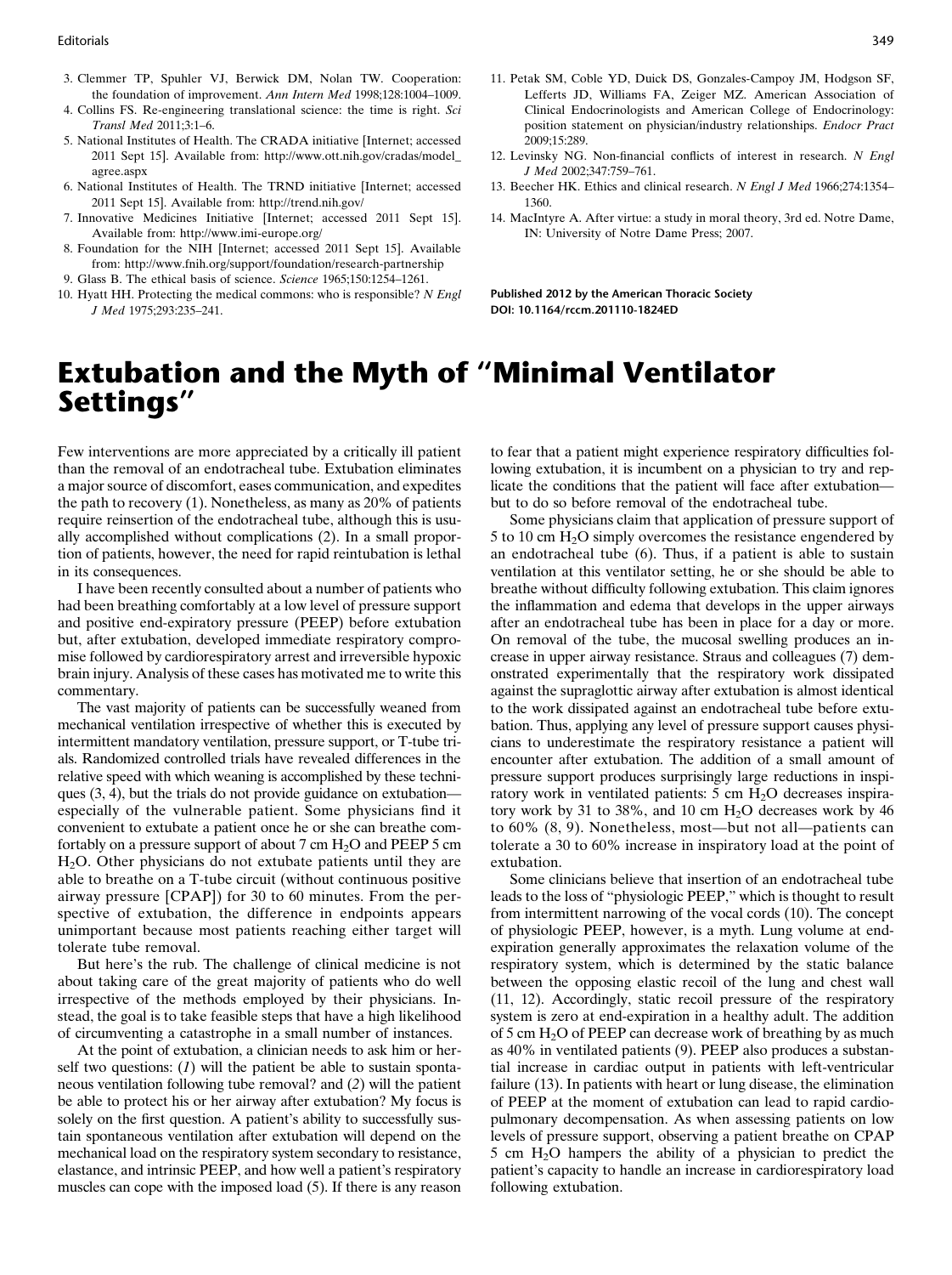3. Clemmer TP, Spuhler VJ, Berwick DM, Nolan TW. Cooperation: the foundation of improvement. *Ann Intern Med* 1998;128:1004–1009.
4. Collins FS. Re-engineering translational science: the time is right. *Sci Transl Med* 2011;3:1–6.
5. National Institutes of Health. The CRADA initiative [Internet; accessed 2011 Sept 15]. Available from: http://www.ott.nih.gov/cradas/model_agree.aspx
6. National Institutes of Health. The TRND initiative [Internet; accessed 2011 Sept 15]. Available from: http://trend.nih.gov/
7. Innovative Medicines Initiative [Internet; accessed 2011 Sept 15]. Available from: http://www.imi-europe.org/
8. Foundation for the NIH [Internet; accessed 2011 Sept 15]. Available from: http://www.fnih.org/support/foundation/research-partnership
9. Glass B. The ethical basis of science. *Science* 1965;150:1254–1261.
10. Hyatt HH. Protecting the medical commons: who is responsible? *N Engl J Med* 1975;293:235–241.
11. Petak SM, Coble YD, Duick DS, Gonzales-Campoy JM, Hodgson SF, Lefferts JD, Williams FA, Zeiger MZ. American Association of Clinical Endocrinologists and American College of Endocrinology: position statement on physician/industry relationships. *Endocr Pract* 2009;15:289.
12. Levinsky NG. Non-financial conflicts of interest in research. *N Engl J Med* 2002;347:759–761.
13. Beecher HK. Ethics and clinical research. *N Engl J Med* 1966;274:1354–1360.
14. MacIntyre A. After virtue: a study in moral theory, 3rd ed. Notre Dame, IN: University of Notre Dame Press; 2007.

**Published 2012 by the American Thoracic Society**
**DOI: 10.1164/rccm.201110-1824ED**

# Extubation and the Myth of "Minimal Ventilator Settings"

Few interventions are more appreciated by a critically ill patient than the removal of an endotracheal tube. Extubation eliminates a major source of discomfort, eases communication, and expedites the path to recovery (1). Nonetheless, as many as 20% of patients require reinsertion of the endotracheal tube, although this is usually accomplished without complications (2). In a small proportion of patients, however, the need for rapid reintubation is lethal in its consequences.

I have been recently consulted about a number of patients who had been breathing comfortably at a low level of pressure support and positive end-expiratory pressure (PEEP) before extubation but, after extubation, developed immediate respiratory compromise followed by cardiorespiratory arrest and irreversible hypoxic brain injury. Analysis of these cases has motivated me to write this commentary.

The vast majority of patients can be successfully weaned from mechanical ventilation irrespective of whether this is executed by intermittent mandatory ventilation, pressure support, or T-tube trials. Randomized controlled trials have revealed differences in the relative speed with which weaning is accomplished by these techniques (3, 4), but the trials do not provide guidance on extubation—especially of the vulnerable patient. Some physicians find it convenient to extubate a patient once he or she can breathe comfortably on a pressure support of about 7 cm $H_2O$ and PEEP 5 cm $H_2O$. Other physicians do not extubate patients until they are able to breathe on a T-tube circuit (without continuous positive airway pressure [CPAP]) for 30 to 60 minutes. From the perspective of extubation, the difference in endpoints appears unimportant because most patients reaching either target will tolerate tube removal.

But here's the rub. The challenge of clinical medicine is not about taking care of the great majority of patients who do well irrespective of the methods employed by their physicians. Instead, the goal is to take feasible steps that have a high likelihood of circumventing a catastrophe in a small number of instances.

At the point of extubation, a clinician needs to ask him or herself two questions: (*1*) will the patient be able to sustain spontaneous ventilation following tube removal? and (*2*) will the patient be able to protect his or her airway after extubation? My focus is solely on the first question. A patient's ability to successfully sustain spontaneous ventilation after extubation will depend on the mechanical load on the respiratory system secondary to resistance, elastance, and intrinsic PEEP, and how well a patient's respiratory muscles can cope with the imposed load (5). If there is any reason to fear that a patient might experience respiratory difficulties following extubation, it is incumbent on a physician to try and replicate the conditions that the patient will face after extubation—but to do so before removal of the endotracheal tube.

Some physicians claim that application of pressure support of 5 to 10 cm $H_2O$ simply overcomes the resistance engendered by an endotracheal tube (6). Thus, if a patient is able to sustain ventilation at this ventilator setting, he or she should be able to breathe without difficulty following extubation. This claim ignores the inflammation and edema that develops in the upper airways after an endotracheal tube has been in place for a day or more. On removal of the tube, the mucosal swelling produces an increase in upper airway resistance. Straus and colleagues (7) demonstrated experimentally that the respiratory work dissipated against the supraglottic airway after extubation is almost identical to the work dissipated against an endotracheal tube before extubation. Thus, applying any level of pressure support causes physicians to underestimate the respiratory resistance a patient will encounter after extubation. The addition of a small amount of pressure support produces surprisingly large reductions in inspiratory work in ventilated patients: 5 cm $H_2O$ decreases inspiratory work by 31 to 38%, and 10 cm $H_2O$ decreases work by 46 to 60% (8, 9). Nonetheless, most—but not all—patients can tolerate a 30 to 60% increase in inspiratory load at the point of extubation.

Some clinicians believe that insertion of an endotracheal tube leads to the loss of "physiologic PEEP," which is thought to result from intermittent narrowing of the vocal cords (10). The concept of physiologic PEEP, however, is a myth. Lung volume at end-expiration generally approximates the relaxation volume of the respiratory system, which is determined by the static balance between the opposing elastic recoil of the lung and chest wall (11, 12). Accordingly, static recoil pressure of the respiratory system is zero at end-expiration in a healthy adult. The addition of 5 cm $H_2O$ of PEEP can decrease work of breathing by as much as 40% in ventilated patients (9). PEEP also produces a substantial increase in cardiac output in patients with left-ventricular failure (13). In patients with heart or lung disease, the elimination of PEEP at the moment of extubation can lead to rapid cardiopulmonary decompensation. As when assessing patients on low levels of pressure support, observing a patient breathe on CPAP 5 cm $H_2O$ hampers the ability of a physician to predict the patient's capacity to handle an increase in cardiorespiratory load following extubation.